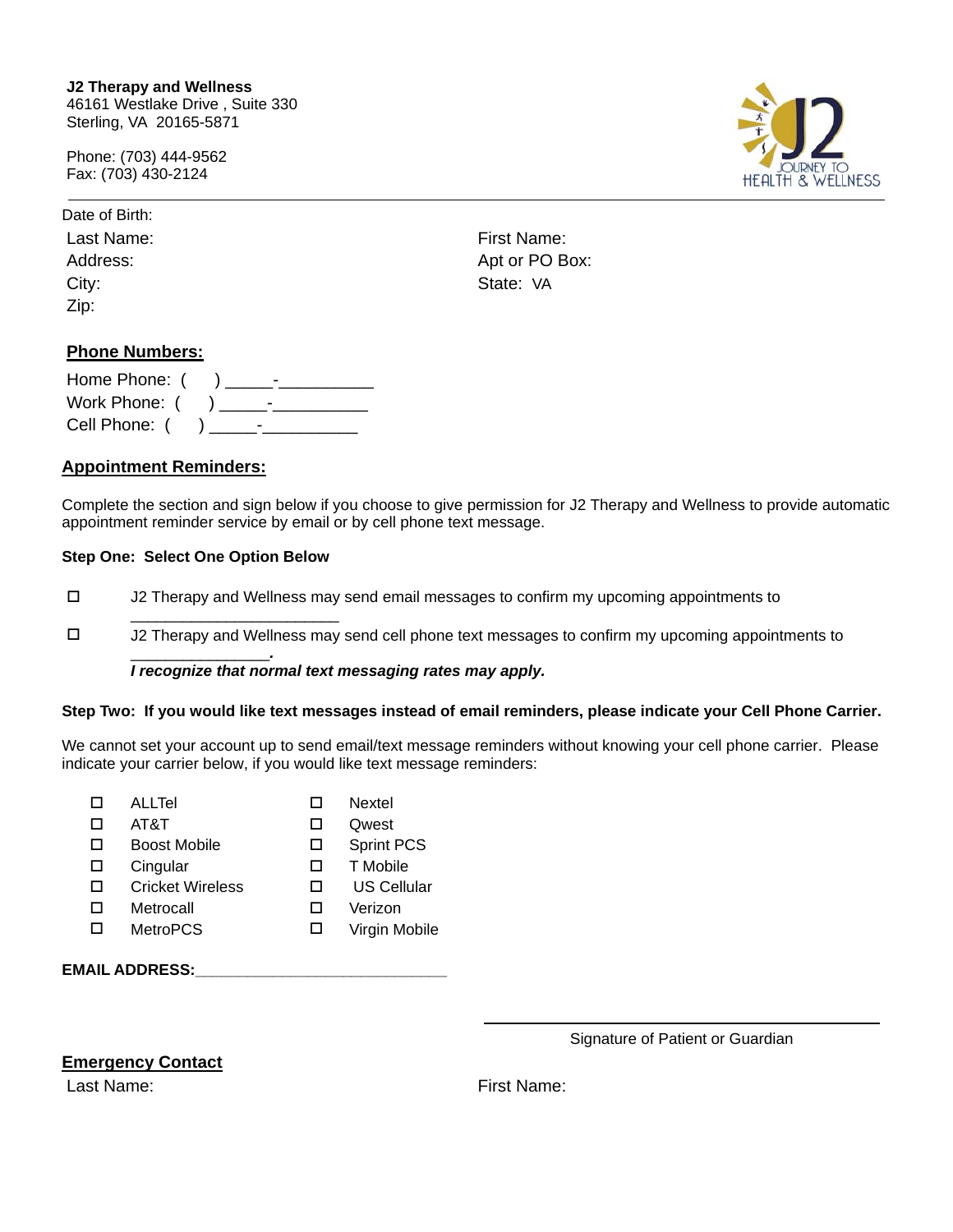**J2 Therapy and Wellness**
46161 Westlake Drive , Suite 330
Sterling, VA 20165-5871

Phone: (703) 444-9562
Fax: (703) 430-2124

JOURNEY TO HEALTH & WELLNESS

---

Date of Birth:

Last Name:

First Name:

Address:

Apt or PO Box:

City:

State: VA

Zip:

## Phone Numbers:

Home Phone: (     ) _____-__________

Work Phone: (     ) _____-__________

Cell Phone: (     ) _____-__________

## Appointment Reminders:

Complete the section and sign below if you choose to give permission for J2 Therapy and Wellness to provide automatic appointment reminder service by email or by cell phone text message.

**Step One: Select One Option Below**

- ☐ J2 Therapy and Wellness may send email messages to confirm my upcoming appointments to _______________________
- ☐ J2 Therapy and Wellness may send cell phone text messages to confirm my upcoming appointments to _______________.

  ***I recognize that normal text messaging rates may apply.***

**Step Two: If you would like text messages instead of email reminders, please indicate your Cell Phone Carrier.**

We cannot set your account up to send email/text message reminders without knowing your cell phone carrier. Please indicate your carrier below, if you would like text message reminders:

| | |
|---|---|
| ☐ ALLTel | ☐ Nextel |
| ☐ AT&T | ☐ Qwest |
| ☐ Boost Mobile | ☐ Sprint PCS |
| ☐ Cingular | ☐ T Mobile |
| ☐ Cricket Wireless | ☐ US Cellular |
| ☐ Metrocall | ☐ Verizon |
| ☐ MetroPCS | ☐ Virgin Mobile |

**EMAIL ADDRESS:**_____________________________

_________________________________
Signature of Patient or Guardian

## Emergency Contact

Last Name:

First Name: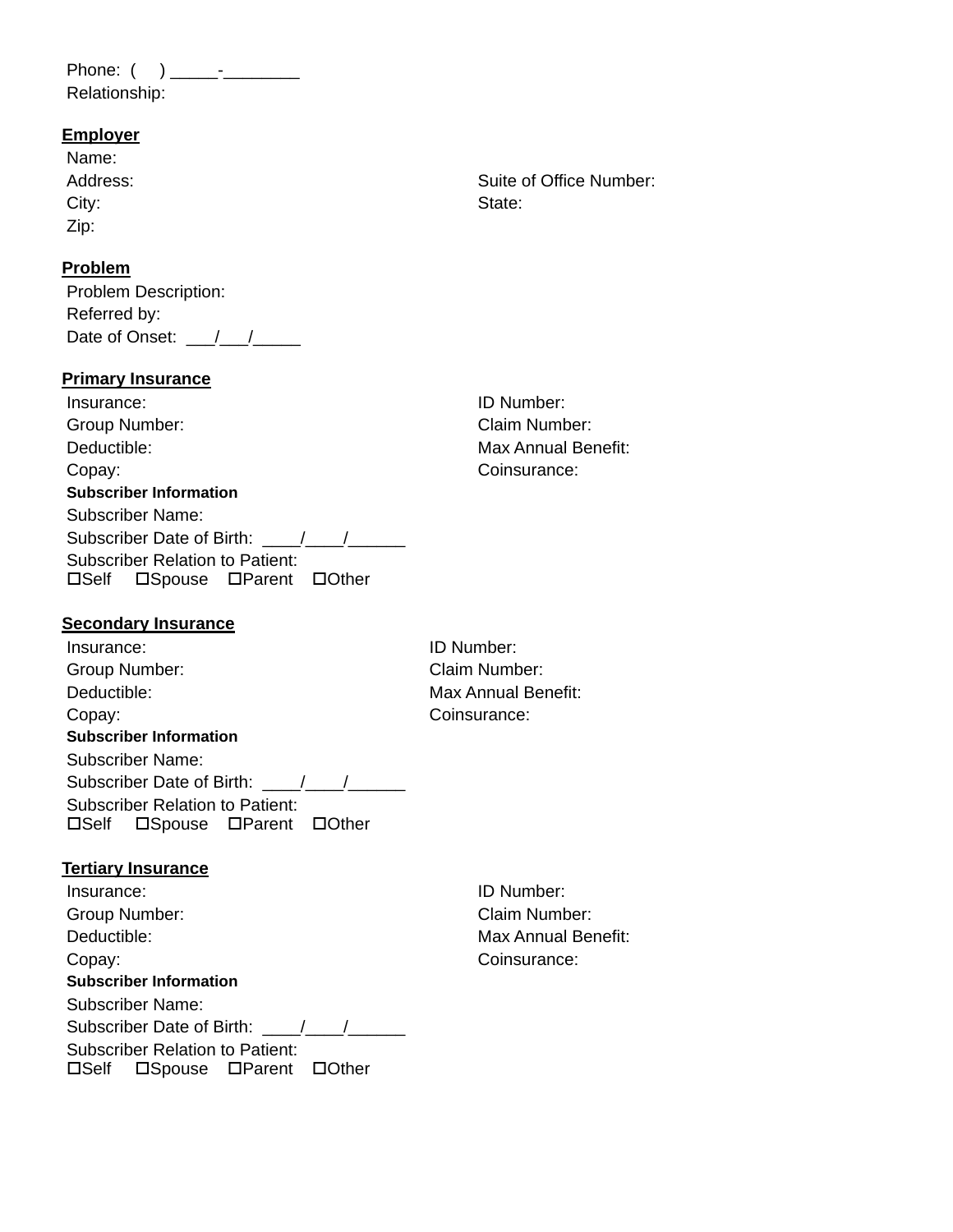Phone: (     ) _____-________
Relationship:

**Employer**

Name:
Address: Suite of Office Number:
City: State:
Zip:

**Problem**

Problem Description:
Referred by:
Date of Onset: ___/___/_____

**Primary Insurance**

Insurance: ID Number:
Group Number: Claim Number:
Deductible: Max Annual Benefit:
Copay: Coinsurance:

**Subscriber Information**

Subscriber Name:
Subscriber Date of Birth: ____/____/______
Subscriber Relation to Patient:
☐Self ☐Spouse ☐Parent ☐Other

**Secondary Insurance**

Insurance: ID Number:
Group Number: Claim Number:
Deductible: Max Annual Benefit:
Copay: Coinsurance:

**Subscriber Information**

Subscriber Name:
Subscriber Date of Birth: ____/____/______
Subscriber Relation to Patient:
☐Self ☐Spouse ☐Parent ☐Other

**Tertiary Insurance**

Insurance: ID Number:
Group Number: Claim Number:
Deductible: Max Annual Benefit:
Copay: Coinsurance:

**Subscriber Information**

Subscriber Name:
Subscriber Date of Birth: ____/____/______
Subscriber Relation to Patient:
☐Self ☐Spouse ☐Parent ☐Other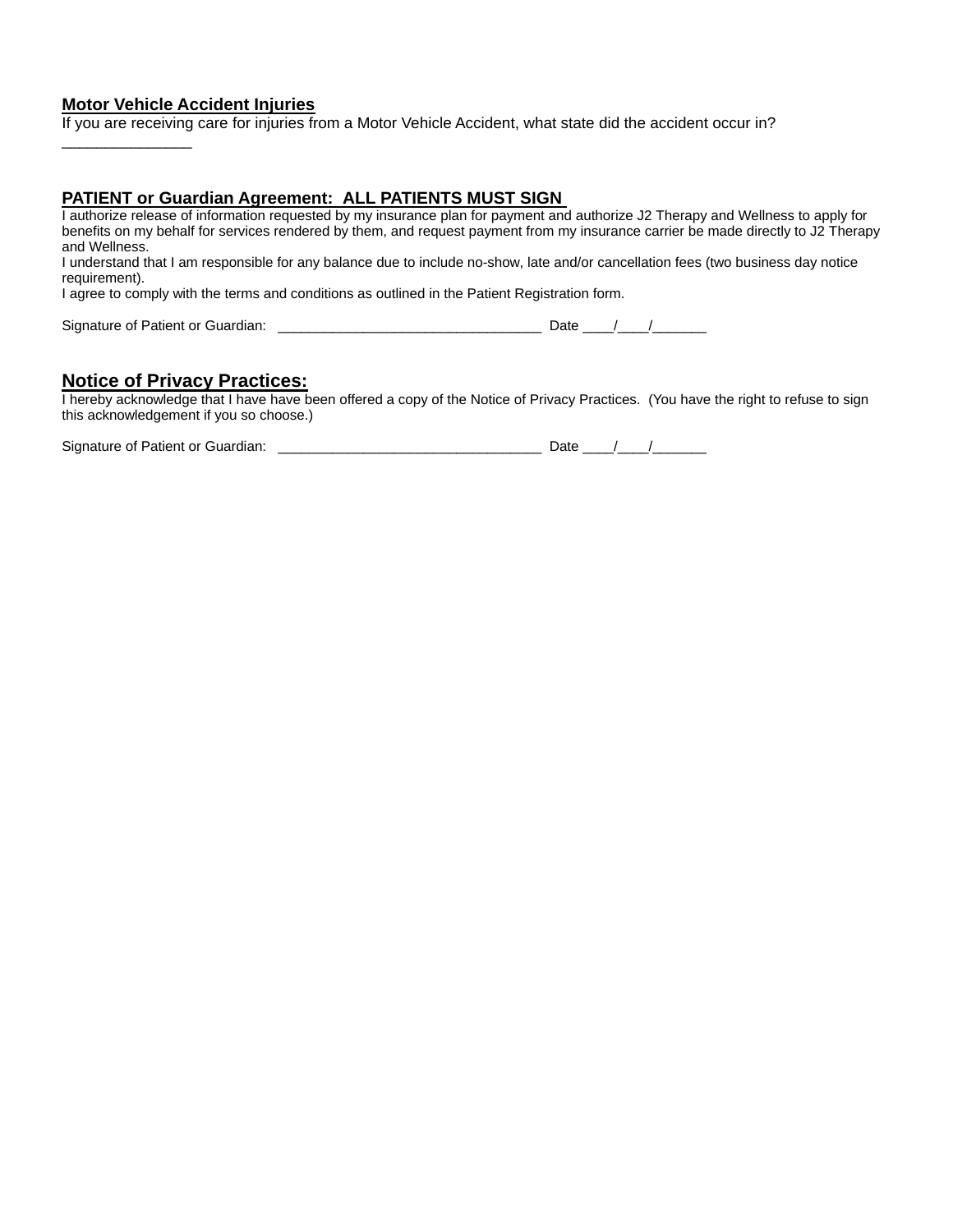**Motor Vehicle Accident Injuries**

If you are receiving care for injuries from a Motor Vehicle Accident, what state did the accident occur in? _______________

**PATIENT or Guardian Agreement: ALL PATIENTS MUST SIGN**

I authorize release of information requested by my insurance plan for payment and authorize J2 Therapy and Wellness to apply for benefits on my behalf for services rendered by them, and request payment from my insurance carrier be made directly to J2 Therapy and Wellness.

I understand that I am responsible for any balance due to include no-show, late and/or cancellation fees (two business day notice requirement).

I agree to comply with the terms and conditions as outlined in the Patient Registration form.

Signature of Patient or Guardian: __________________________________ Date ____/____/_______

## Notice of Privacy Practices:

I hereby acknowledge that I have have been offered a copy of the Notice of Privacy Practices. (You have the right to refuse to sign this acknowledgement if you so choose.)

Signature of Patient or Guardian: __________________________________ Date ____/____/_______